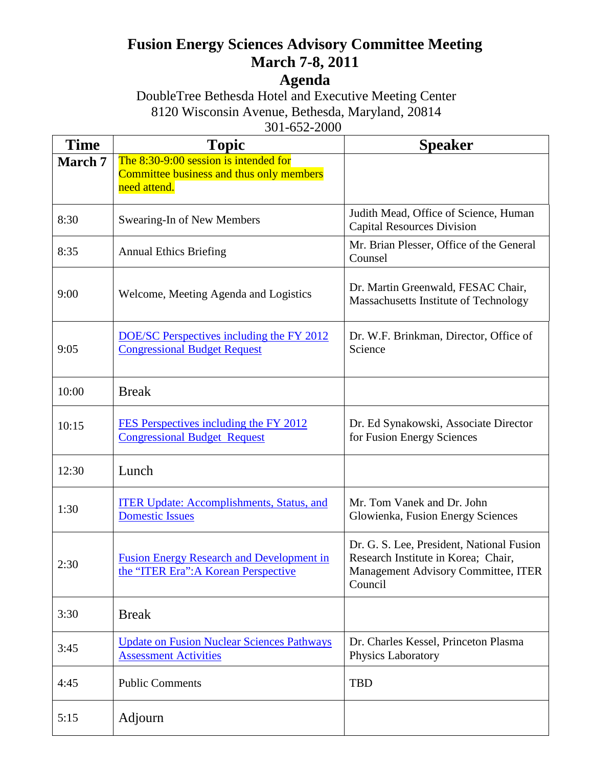# Fusion Energy Sciences Advisory Committee Meeting
# March 7-8, 2011
# Agenda

DoubleTree Bethesda Hotel and Executive Meeting Center
8120 Wisconsin Avenue, Bethesda, Maryland, 20814
301-652-2000

| Time | Topic | Speaker |
|---|---|---|
| **March 7** | The 8:30-9:00 session is intended for Committee business and thus only members need attend. | |
| 8:30 | Swearing-In of New Members | Judith Mead, Office of Science, Human Capital Resources Division |
| 8:35 | Annual Ethics Briefing | Mr. Brian Plesser, Office of the General Counsel |
| 9:00 | Welcome, Meeting Agenda and Logistics | Dr. Martin Greenwald, FESAC Chair, Massachusetts Institute of Technology |
| 9:05 | DOE/SC Perspectives including the FY 2012 Congressional Budget Request | Dr. W.F. Brinkman, Director, Office of Science |
| 10:00 | Break | |
| 10:15 | FES Perspectives including the FY 2012 Congressional Budget Request | Dr. Ed Synakowski, Associate Director for Fusion Energy Sciences |
| 12:30 | Lunch | |
| 1:30 | ITER Update: Accomplishments, Status, and Domestic Issues | Mr. Tom Vanek and Dr. John Glowienka, Fusion Energy Sciences |
| 2:30 | Fusion Energy Research and Development in the "ITER Era":A Korean Perspective | Dr. G. S. Lee, President, National Fusion Research Institute in Korea; Chair, Management Advisory Committee, ITER Council |
| 3:30 | Break | |
| 3:45 | Update on Fusion Nuclear Sciences Pathways Assessment Activities | Dr. Charles Kessel, Princeton Plasma Physics Laboratory |
| 4:45 | Public Comments | TBD |
| 5:15 | Adjourn | |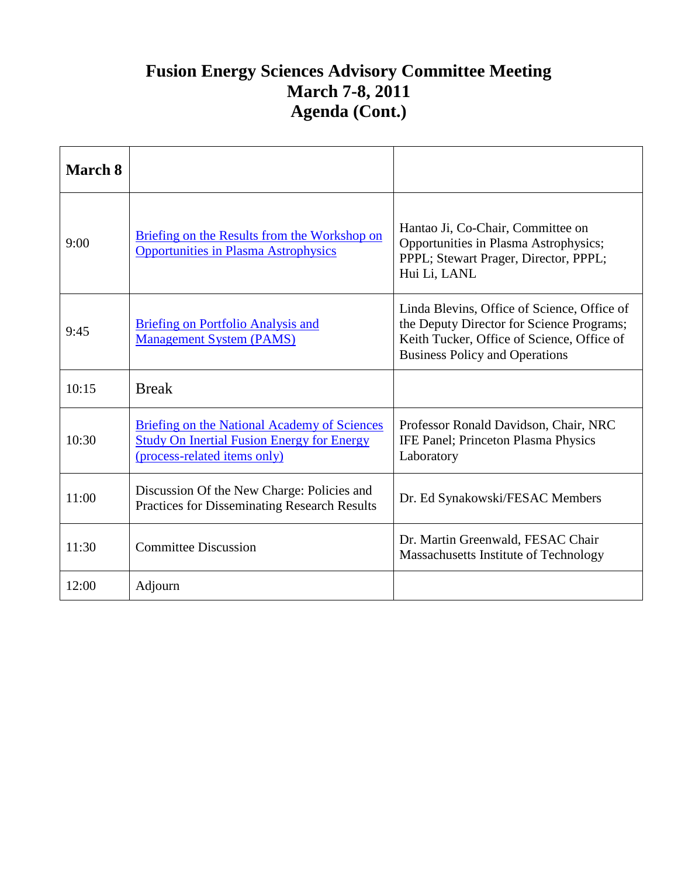# Fusion Energy Sciences Advisory Committee Meeting
# March 7-8, 2011
# Agenda (Cont.)

| **March 8** | | |
|---|---|---|
| 9:00 | Briefing on the Results from the Workshop on Opportunities in Plasma Astrophysics | Hantao Ji, Co-Chair, Committee on Opportunities in Plasma Astrophysics; PPPL; Stewart Prager, Director, PPPL; Hui Li, LANL |
| 9:45 | Briefing on Portfolio Analysis and Management System (PAMS) | Linda Blevins, Office of Science, Office of the Deputy Director for Science Programs; Keith Tucker, Office of Science, Office of Business Policy and Operations |
| 10:15 | Break | |
| 10:30 | Briefing on the National Academy of Sciences Study On Inertial Fusion Energy for Energy (process-related items only) | Professor Ronald Davidson, Chair, NRC IFE Panel; Princeton Plasma Physics Laboratory |
| 11:00 | Discussion Of the New Charge: Policies and Practices for Disseminating Research Results | Dr. Ed Synakowski/FESAC Members |
| 11:30 | Committee Discussion | Dr. Martin Greenwald, FESAC Chair Massachusetts Institute of Technology |
| 12:00 | Adjourn | |